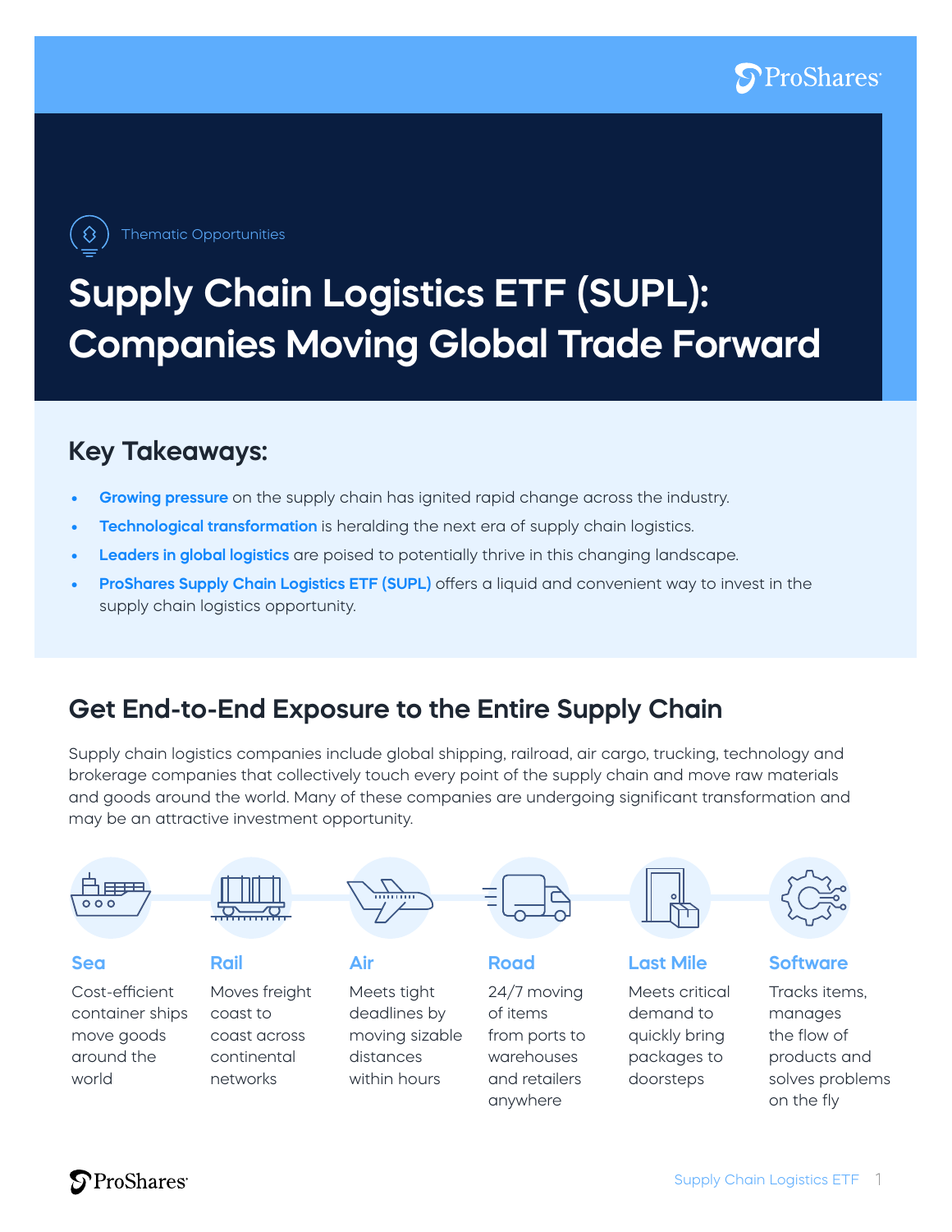Thematic Opportunities

# Supply Chain Logistics ETF (SUPL): Companies Moving Global Trade Forward

## Key Takeaways:

- **Growing pressure** on the supply chain has ignited rapid change across the industry.
- **Technological transformation** is heralding the next era of supply chain logistics.
- **Leaders in global logistics** are poised to potentially thrive in this changing landscape.
- **ProShares Supply Chain Logistics ETF (SUPL)** offers a liquid and convenient way to invest in the supply chain logistics opportunity.

## Get End-to-End Exposure to the Entire Supply Chain

Supply chain logistics companies include global shipping, railroad, air cargo, trucking, technology and brokerage companies that collectively touch every point of the supply chain and move raw materials and goods around the world. Many of these companies are undergoing significant transformation and may be an attractive investment opportunity.

**Sea**
Cost-efficient container ships move goods around the world

**Rail**
Moves freight coast to coast across continental networks

**Air**
Meets tight deadlines by moving sizable distances within hours

**Road**
24/7 moving of items from ports to warehouses and retailers anywhere

**Last Mile**
Meets critical demand to quickly bring packages to doorsteps

**Software**
Tracks items, manages the flow of products and solves problems on the fly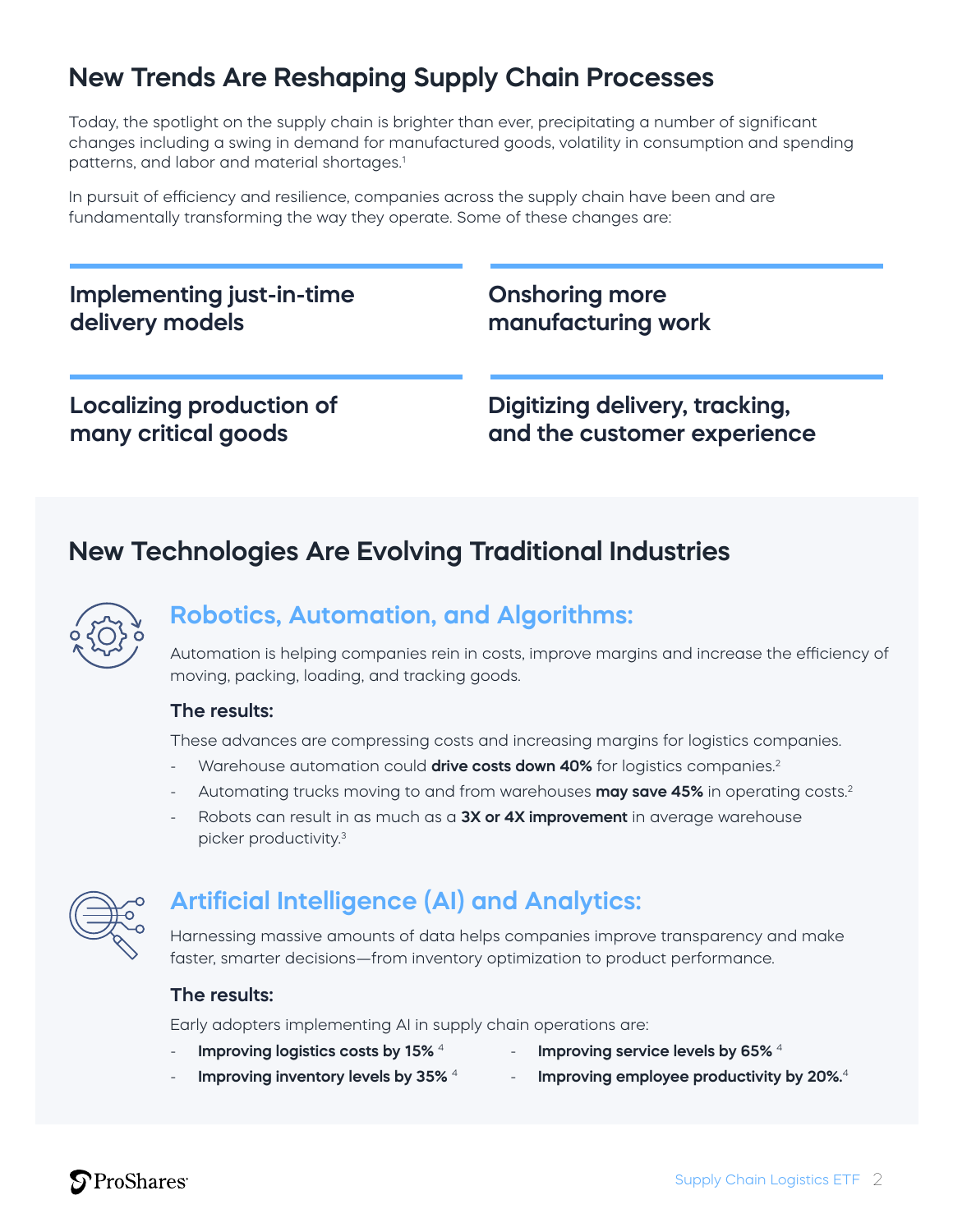## New Trends Are Reshaping Supply Chain Processes

Today, the spotlight on the supply chain is brighter than ever, precipitating a number of significant changes including a swing in demand for manufactured goods, volatility in consumption and spending patterns, and labor and material shortages.[1]

In pursuit of efficiency and resilience, companies across the supply chain have been and are fundamentally transforming the way they operate. Some of these changes are:

**Implementing just-in-time delivery models**

**Onshoring more manufacturing work**

**Localizing production of many critical goods**

**Digitizing delivery, tracking, and the customer experience**

## New Technologies Are Evolving Traditional Industries

### Robotics, Automation, and Algorithms:

Automation is helping companies rein in costs, improve margins and increase the efficiency of moving, packing, loading, and tracking goods.

**The results:**

These advances are compressing costs and increasing margins for logistics companies.

- Warehouse automation could **drive costs down 40%** for logistics companies.[2]
- Automating trucks moving to and from warehouses **may save 45%** in operating costs.[2]
- Robots can result in as much as a **3X or 4X improvement** in average warehouse picker productivity.[3]

### Artificial Intelligence (AI) and Analytics:

Harnessing massive amounts of data helps companies improve transparency and make faster, smarter decisions—from inventory optimization to product performance.

**The results:**

Early adopters implementing AI in supply chain operations are:

- **Improving logistics costs by 15%** [4]
- **Improving inventory levels by 35%** [4]
- **Improving service levels by 65%** [4]
- **Improving employee productivity by 20%.**[4]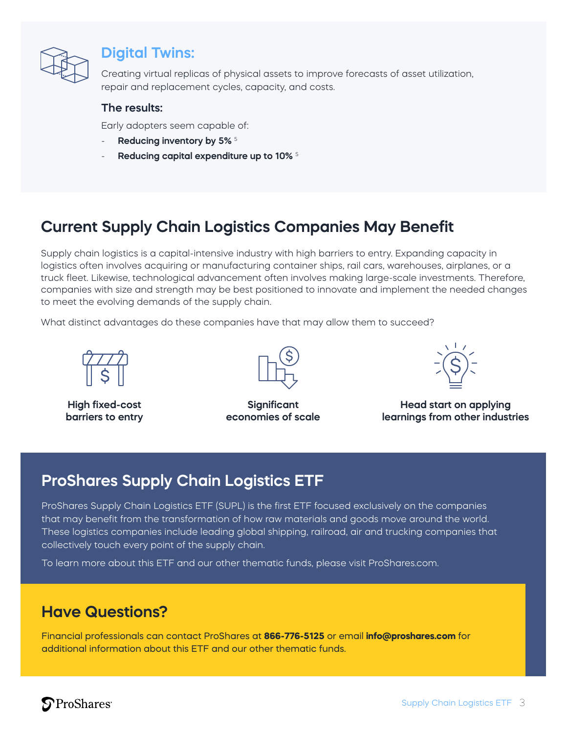## Digital Twins:

Creating virtual replicas of physical assets to improve forecasts of asset utilization, repair and replacement cycles, capacity, and costs.

### The results:

Early adopters seem capable of:

- **Reducing inventory by 5%** [5]
- **Reducing capital expenditure up to 10%** [5]

## Current Supply Chain Logistics Companies May Benefit

Supply chain logistics is a capital-intensive industry with high barriers to entry. Expanding capacity in logistics often involves acquiring or manufacturing container ships, rail cars, warehouses, airplanes, or a truck fleet. Likewise, technological advancement often involves making large-scale investments. Therefore, companies with size and strength may be best positioned to innovate and implement the needed changes to meet the evolving demands of the supply chain.

What distinct advantages do these companies have that may allow them to succeed?

**High fixed-cost barriers to entry**

**Significant economies of scale**

**Head start on applying learnings from other industries**

## ProShares Supply Chain Logistics ETF

ProShares Supply Chain Logistics ETF (SUPL) is the first ETF focused exclusively on the companies that may benefit from the transformation of how raw materials and goods move around the world. These logistics companies include leading global shipping, railroad, air and trucking companies that collectively touch every point of the supply chain.

To learn more about this ETF and our other thematic funds, please visit ProShares.com.

## Have Questions?

Financial professionals can contact ProShares at **866-776-5125** or email **info@proshares.com** for additional information about this ETF and our other thematic funds.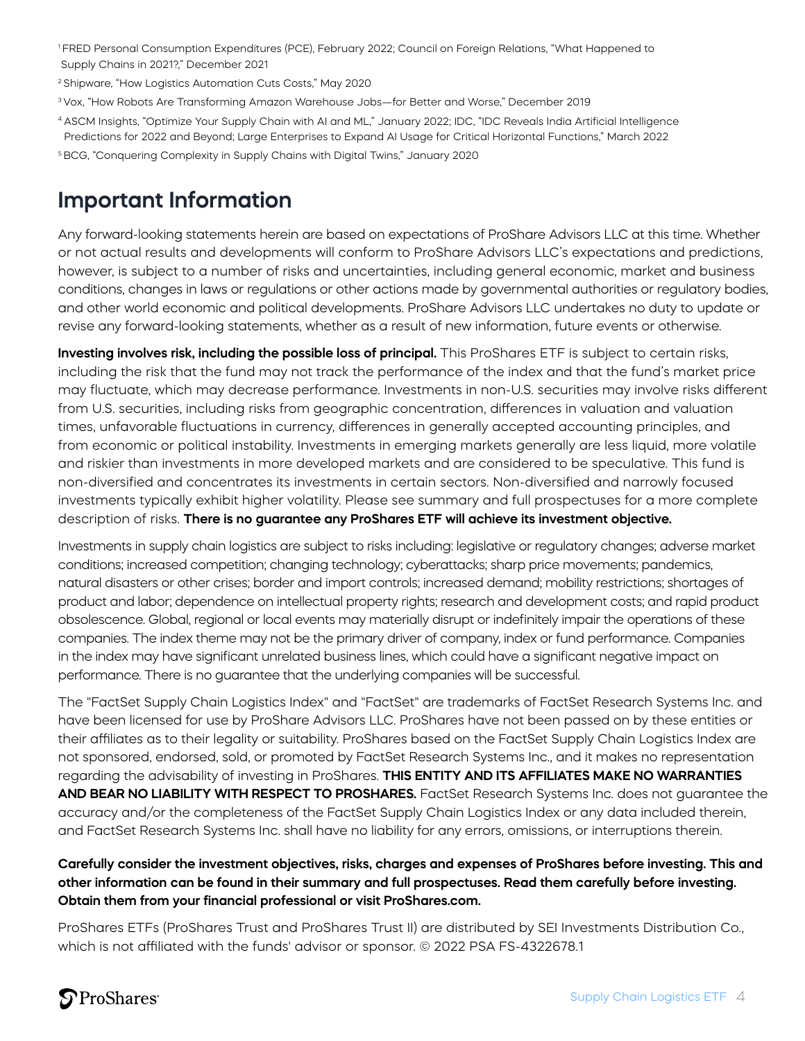[1] FRED Personal Consumption Expenditures (PCE), February 2022; Council on Foreign Relations, "What Happened to Supply Chains in 2021?," December 2021

[2] Shipware, "How Logistics Automation Cuts Costs," May 2020

[3] Vox, "How Robots Are Transforming Amazon Warehouse Jobs—for Better and Worse," December 2019

[4] ASCM Insights, "Optimize Your Supply Chain with AI and ML," January 2022; IDC, "IDC Reveals India Artificial Intelligence Predictions for 2022 and Beyond; Large Enterprises to Expand AI Usage for Critical Horizontal Functions," March 2022

[5] BCG, "Conquering Complexity in Supply Chains with Digital Twins," January 2020

## Important Information

Any forward-looking statements herein are based on expectations of ProShare Advisors LLC at this time. Whether or not actual results and developments will conform to ProShare Advisors LLC's expectations and predictions, however, is subject to a number of risks and uncertainties, including general economic, market and business conditions, changes in laws or regulations or other actions made by governmental authorities or regulatory bodies, and other world economic and political developments. ProShare Advisors LLC undertakes no duty to update or revise any forward-looking statements, whether as a result of new information, future events or otherwise.

**Investing involves risk, including the possible loss of principal.** This ProShares ETF is subject to certain risks, including the risk that the fund may not track the performance of the index and that the fund's market price may fluctuate, which may decrease performance. Investments in non-U.S. securities may involve risks different from U.S. securities, including risks from geographic concentration, differences in valuation and valuation times, unfavorable fluctuations in currency, differences in generally accepted accounting principles, and from economic or political instability. Investments in emerging markets generally are less liquid, more volatile and riskier than investments in more developed markets and are considered to be speculative. This fund is non-diversified and concentrates its investments in certain sectors. Non-diversified and narrowly focused investments typically exhibit higher volatility. Please see summary and full prospectuses for a more complete description of risks. **There is no guarantee any ProShares ETF will achieve its investment objective.**

Investments in supply chain logistics are subject to risks including: legislative or regulatory changes; adverse market conditions; increased competition; changing technology; cyberattacks; sharp price movements; pandemics, natural disasters or other crises; border and import controls; increased demand; mobility restrictions; shortages of product and labor; dependence on intellectual property rights; research and development costs; and rapid product obsolescence. Global, regional or local events may materially disrupt or indefinitely impair the operations of these companies. The index theme may not be the primary driver of company, index or fund performance. Companies in the index may have significant unrelated business lines, which could have a significant negative impact on performance. There is no guarantee that the underlying companies will be successful.

The "FactSet Supply Chain Logistics Index" and "FactSet" are trademarks of FactSet Research Systems Inc. and have been licensed for use by ProShare Advisors LLC. ProShares have not been passed on by these entities or their affiliates as to their legality or suitability. ProShares based on the FactSet Supply Chain Logistics Index are not sponsored, endorsed, sold, or promoted by FactSet Research Systems Inc., and it makes no representation regarding the advisability of investing in ProShares. **THIS ENTITY AND ITS AFFILIATES MAKE NO WARRANTIES AND BEAR NO LIABILITY WITH RESPECT TO PROSHARES.** FactSet Research Systems Inc. does not guarantee the accuracy and/or the completeness of the FactSet Supply Chain Logistics Index or any data included therein, and FactSet Research Systems Inc. shall have no liability for any errors, omissions, or interruptions therein.

**Carefully consider the investment objectives, risks, charges and expenses of ProShares before investing. This and other information can be found in their summary and full prospectuses. Read them carefully before investing. Obtain them from your financial professional or visit ProShares.com.**

ProShares ETFs (ProShares Trust and ProShares Trust II) are distributed by SEI Investments Distribution Co., which is not affiliated with the funds' advisor or sponsor. © 2022 PSA FS-4322678.1

ProShares